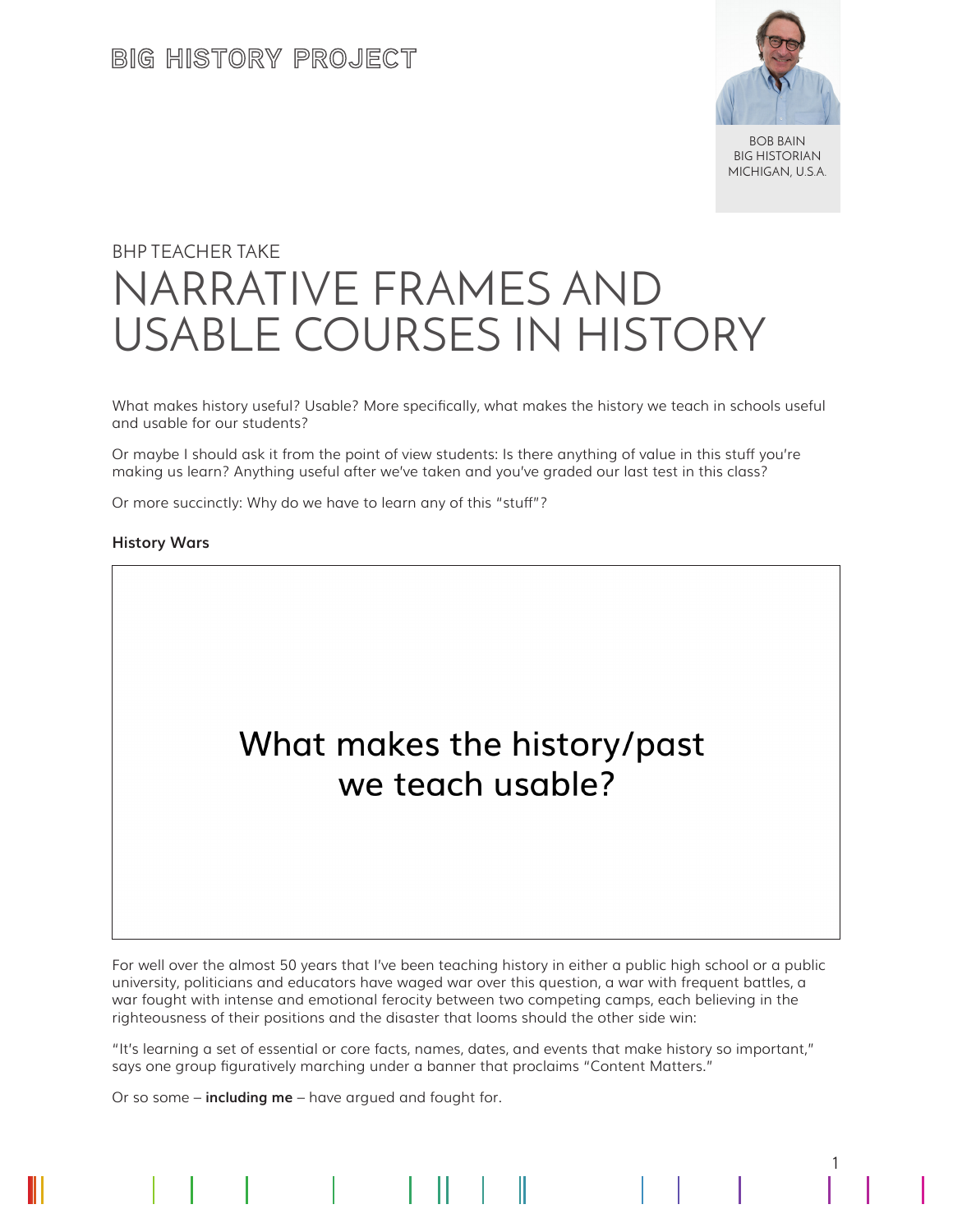BIG HISTORY PROJECT

BOB BAIN
BIG HISTORIAN
MICHIGAN, U.S.A.

BHP TEACHER TAKE

# NARRATIVE FRAMES AND USABLE COURSES IN HISTORY

What makes history useful? Usable? More specifically, what makes the history we teach in schools useful and usable for our students?

Or maybe I should ask it from the point of view students: Is there anything of value in this stuff you're making us learn? Anything useful after we've taken and you've graded our last test in this class?

Or more succinctly: Why do we have to learn any of this "stuff"?

**History Wars**

What makes the history/past we teach usable?

For well over the almost 50 years that I've been teaching history in either a public high school or a public university, politicians and educators have waged war over this question, a war with frequent battles, a war fought with intense and emotional ferocity between two competing camps, each believing in the righteousness of their positions and the disaster that looms should the other side win:

"It's learning a set of essential or core facts, names, dates, and events that make history so important," says one group figuratively marching under a banner that proclaims "Content Matters."

Or so some – **including me** – have argued and fought for.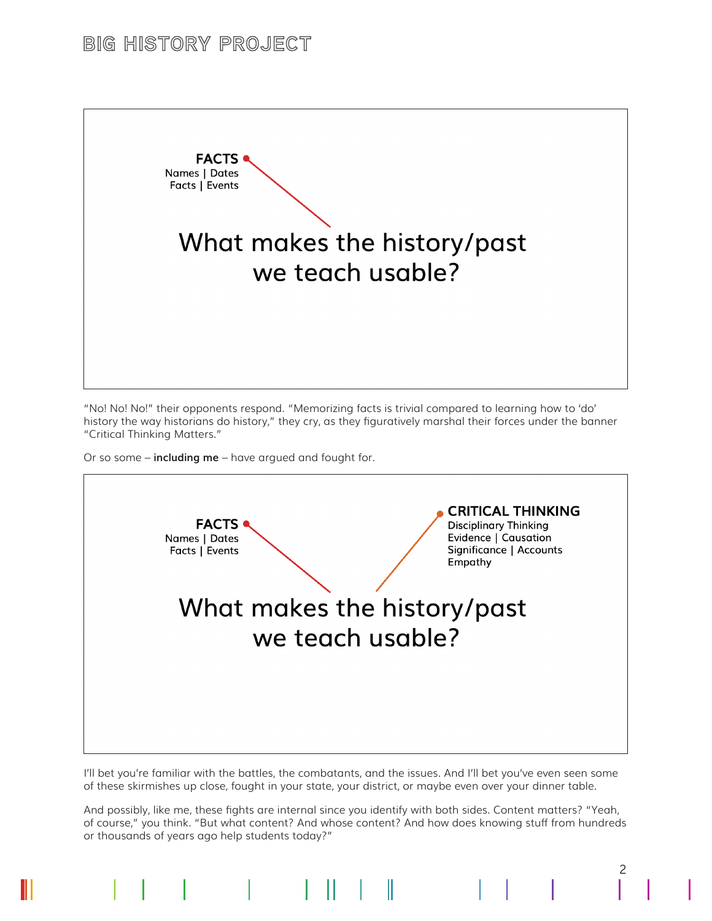**FACTS**
Names | Dates
Facts | Events

What makes the history/past we teach usable?

"No! No! No!" their opponents respond. "Memorizing facts is trivial compared to learning how to 'do' history the way historians do history," they cry, as they figuratively marshal their forces under the banner "Critical Thinking Matters."

Or so some – **including me** – have argued and fought for.

**FACTS**
Names | Dates
Facts | Events

**CRITICAL THINKING**
Disciplinary Thinking
Evidence | Causation
Significance | Accounts
Empathy

What makes the history/past we teach usable?

I'll bet you're familiar with the battles, the combatants, and the issues. And I'll bet you've even seen some of these skirmishes up close, fought in your state, your district, or maybe even over your dinner table.

And possibly, like me, these fights are internal since you identify with both sides. Content matters? "Yeah, of course," you think. "But what content? And whose content? And how does knowing stuff from hundreds or thousands of years ago help students today?"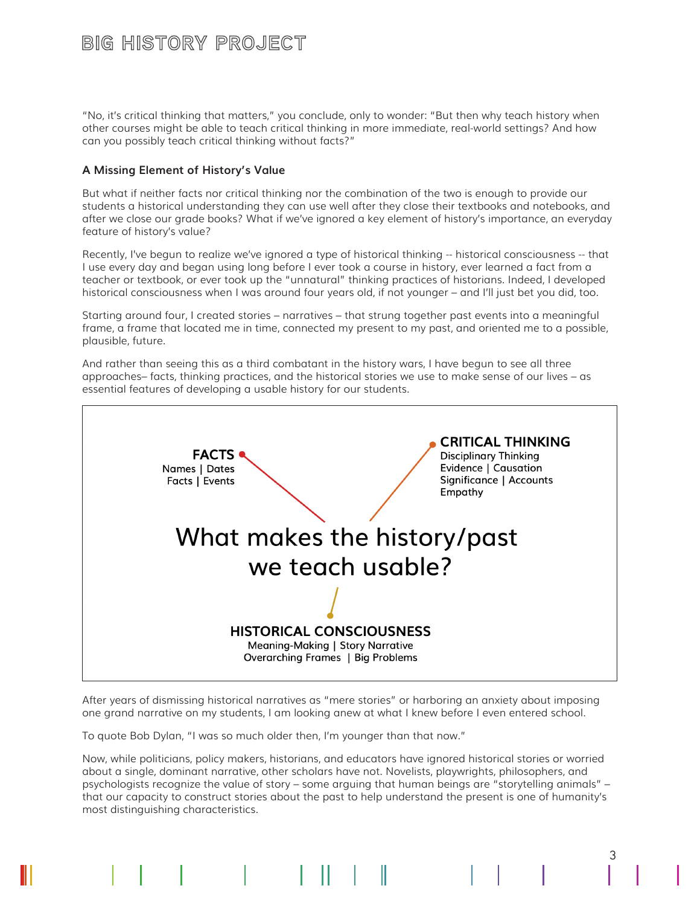"No, it's critical thinking that matters," you conclude, only to wonder: "But then why teach history when other courses might be able to teach critical thinking in more immediate, real-world settings? And how can you possibly teach critical thinking without facts?"

### A Missing Element of History's Value

But what if neither facts nor critical thinking nor the combination of the two is enough to provide our students a historical understanding they can use well after they close their textbooks and notebooks, and after we close our grade books? What if we've ignored a key element of history's importance, an everyday feature of history's value?

Recently, I've begun to realize we've ignored a type of historical thinking -- historical consciousness -- that I use every day and began using long before I ever took a course in history, ever learned a fact from a teacher or textbook, or ever took up the "unnatural" thinking practices of historians. Indeed, I developed historical consciousness when I was around four years old, if not younger – and I'll just bet you did, too.

Starting around four, I created stories – narratives – that strung together past events into a meaningful frame, a frame that located me in time, connected my present to my past, and oriented me to a possible, plausible, future.

And rather than seeing this as a third combatant in the history wars, I have begun to see all three approaches– facts, thinking practices, and the historical stories we use to make sense of our lives – as essential features of developing a usable history for our students.

**FACTS**
Names | Dates
Facts | Events

**CRITICAL THINKING**
Disciplinary Thinking
Evidence | Causation
Significance | Accounts
Empathy

What makes the history/past we teach usable?

**HISTORICAL CONSCIOUSNESS**
Meaning-Making | Story Narrative
Overarching Frames | Big Problems

After years of dismissing historical narratives as "mere stories" or harboring an anxiety about imposing one grand narrative on my students, I am looking anew at what I knew before I even entered school.

To quote Bob Dylan, "I was so much older then, I'm younger than that now."

Now, while politicians, policy makers, historians, and educators have ignored historical stories or worried about a single, dominant narrative, other scholars have not. Novelists, playwrights, philosophers, and psychologists recognize the value of story – some arguing that human beings are "storytelling animals" – that our capacity to construct stories about the past to help understand the present is one of humanity's most distinguishing characteristics.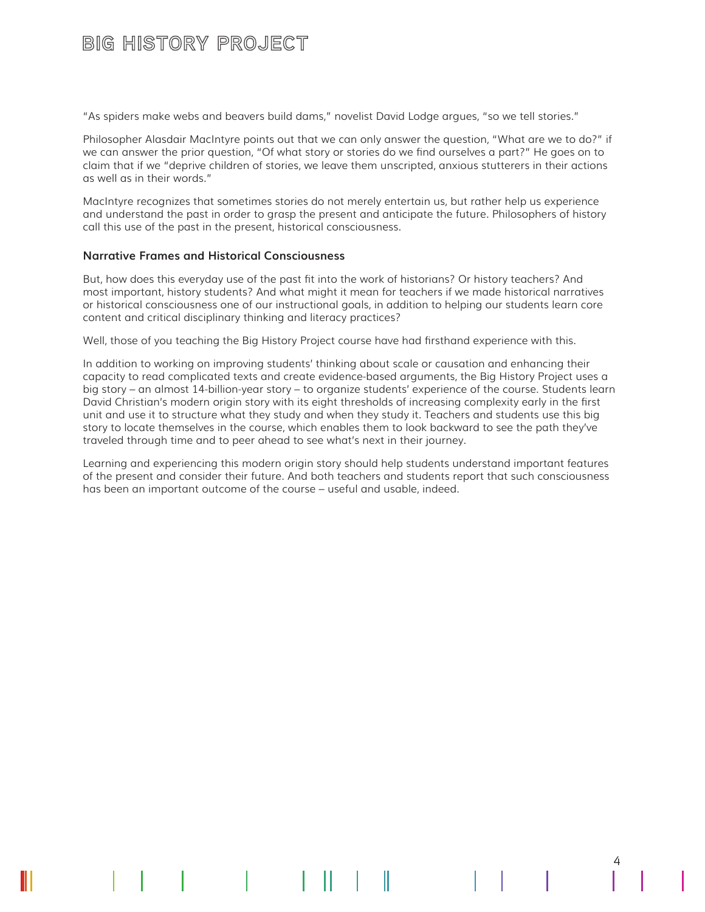"As spiders make webs and beavers build dams," novelist David Lodge argues, "so we tell stories."

Philosopher Alasdair MacIntyre points out that we can only answer the question, "What are we to do?" if we can answer the prior question, "Of what story or stories do we find ourselves a part?" He goes on to claim that if we "deprive children of stories, we leave them unscripted, anxious stutterers in their actions as well as in their words."

MacIntyre recognizes that sometimes stories do not merely entertain us, but rather help us experience and understand the past in order to grasp the present and anticipate the future. Philosophers of history call this use of the past in the present, historical consciousness.

**Narrative Frames and Historical Consciousness**

But, how does this everyday use of the past fit into the work of historians? Or history teachers? And most important, history students? And what might it mean for teachers if we made historical narratives or historical consciousness one of our instructional goals, in addition to helping our students learn core content and critical disciplinary thinking and literacy practices?

Well, those of you teaching the Big History Project course have had firsthand experience with this.

In addition to working on improving students' thinking about scale or causation and enhancing their capacity to read complicated texts and create evidence-based arguments, the Big History Project uses a big story – an almost 14-billion-year story – to organize students' experience of the course. Students learn David Christian's modern origin story with its eight thresholds of increasing complexity early in the first unit and use it to structure what they study and when they study it. Teachers and students use this big story to locate themselves in the course, which enables them to look backward to see the path they've traveled through time and to peer ahead to see what's next in their journey.

Learning and experiencing this modern origin story should help students understand important features of the present and consider their future. And both teachers and students report that such consciousness has been an important outcome of the course – useful and usable, indeed.